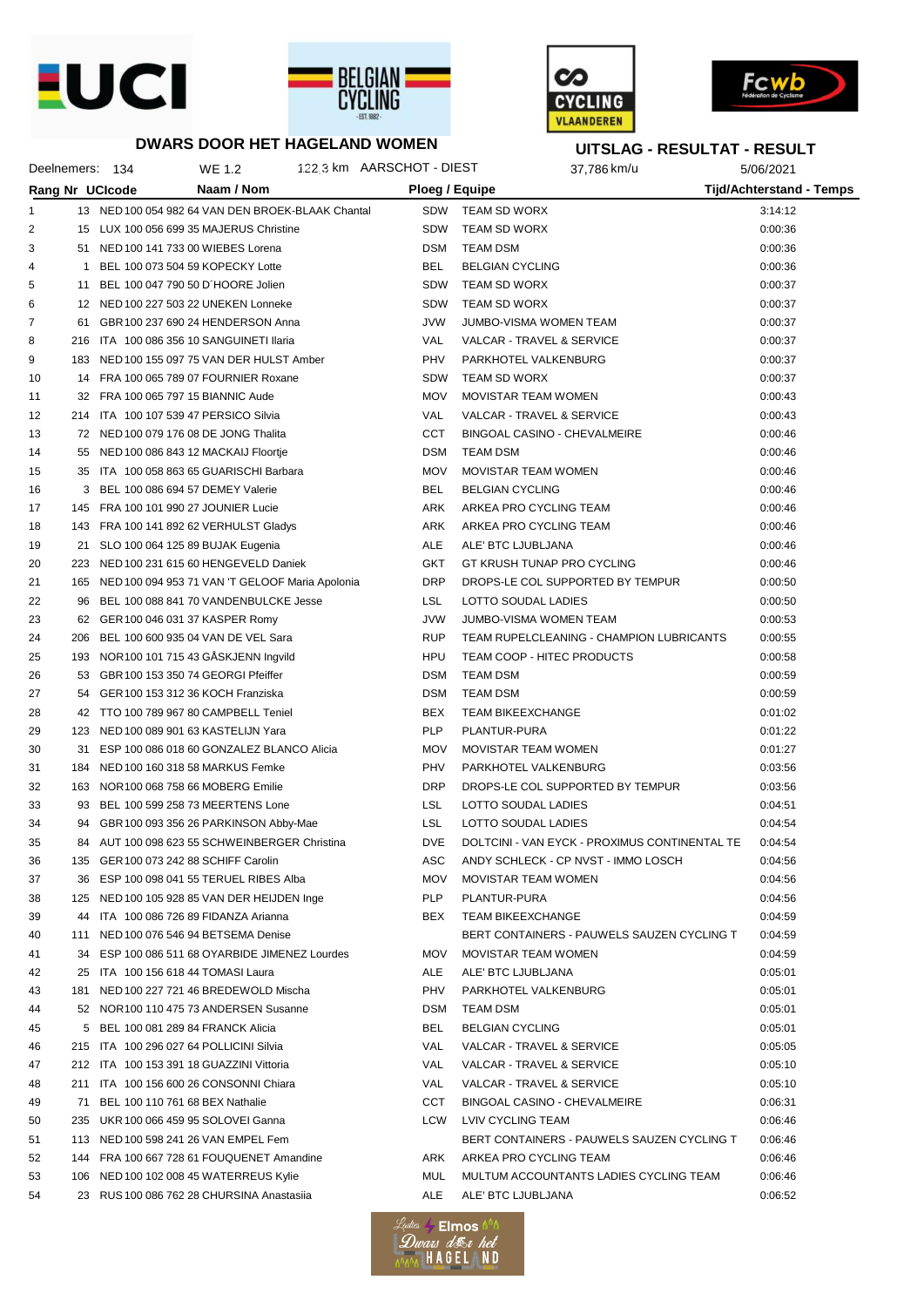**DWARS DOOR HET HAGELAND WOMEN**

**UITSLAG - RESULTAT - RESULT**

Deelnemers: 134 | WE 1.2 | 122,3 km AARSCHOT - DIEST | 37,786 km/u | 5/06/2021

| Rang | Nr | UCIcode | Naam / Nom | Ploeg / Equipe | | Tijd/Achterstand - Temps |
|---|---|---|---|---|---|---|
| 1 | 13 | NED 100 054 982 64 | VAN DEN BROEK-BLAAK Chantal | SDW | TEAM SD WORX | 3:14:12 |
| 2 | 15 | LUX 100 056 699 35 | MAJERUS Christine | SDW | TEAM SD WORX | 0:00:36 |
| 3 | 51 | NED 100 141 733 00 | WIEBES Lorena | DSM | TEAM DSM | 0:00:36 |
| 4 | 1 | BEL 100 073 504 59 | KOPECKY Lotte | BEL | BELGIAN CYCLING | 0:00:36 |
| 5 | 11 | BEL 100 047 790 50 | D´HOORE Jolien | SDW | TEAM SD WORX | 0:00:37 |
| 6 | 12 | NED 100 227 503 22 | UNEKEN Lonneke | SDW | TEAM SD WORX | 0:00:37 |
| 7 | 61 | GBR 100 237 690 24 | HENDERSON Anna | JVW | JUMBO-VISMA WOMEN TEAM | 0:00:37 |
| 8 | 216 | ITA 100 086 356 10 | SANGUINETI Ilaria | VAL | VALCAR - TRAVEL & SERVICE | 0:00:37 |
| 9 | 183 | NED 100 155 097 75 | VAN DER HULST Amber | PHV | PARKHOTEL VALKENBURG | 0:00:37 |
| 10 | 14 | FRA 100 065 789 07 | FOURNIER Roxane | SDW | TEAM SD WORX | 0:00:37 |
| 11 | 32 | FRA 100 065 797 15 | BIANNIC Aude | MOV | MOVISTAR TEAM WOMEN | 0:00:43 |
| 12 | 214 | ITA 100 107 539 47 | PERSICO Silvia | VAL | VALCAR - TRAVEL & SERVICE | 0:00:43 |
| 13 | 72 | NED 100 079 176 08 | DE JONG Thalita | CCT | BINGOAL CASINO - CHEVALMEIRE | 0:00:46 |
| 14 | 55 | NED 100 086 843 12 | MACKAIJ Floortje | DSM | TEAM DSM | 0:00:46 |
| 15 | 35 | ITA 100 058 863 65 | GUARISCHI Barbara | MOV | MOVISTAR TEAM WOMEN | 0:00:46 |
| 16 | 3 | BEL 100 086 694 57 | DEMEY Valerie | BEL | BELGIAN CYCLING | 0:00:46 |
| 17 | 145 | FRA 100 101 990 27 | JOUNIER Lucie | ARK | ARKEA PRO CYCLING TEAM | 0:00:46 |
| 18 | 143 | FRA 100 141 892 62 | VERHULST Gladys | ARK | ARKEA PRO CYCLING TEAM | 0:00:46 |
| 19 | 21 | SLO 100 064 125 89 | BUJAK Eugenia | ALE | ALE' BTC LJUBLJANA | 0:00:46 |
| 20 | 223 | NED 100 231 615 60 | HENGEVELD Daniek | GKT | GT KRUSH TUNAP PRO CYCLING | 0:00:46 |
| 21 | 165 | NED 100 094 953 71 | VAN 'T GELOOF Maria Apolonia | DRP | DROPS-LE COL SUPPORTED BY TEMPUR | 0:00:50 |
| 22 | 96 | BEL 100 088 841 70 | VANDENBULCKE Jesse | LSL | LOTTO SOUDAL LADIES | 0:00:50 |
| 23 | 62 | GER 100 046 031 37 | KASPER Romy | JVW | JUMBO-VISMA WOMEN TEAM | 0:00:53 |
| 24 | 206 | BEL 100 600 935 04 | VAN DE VEL Sara | RUP | TEAM RUPELCLEANING - CHAMPION LUBRICANTS | 0:00:55 |
| 25 | 193 | NOR 100 101 715 43 | GÅSKJENN Ingvild | HPU | TEAM COOP - HITEC PRODUCTS | 0:00:58 |
| 26 | 53 | GBR 100 153 350 74 | GEORGI Pfeiffer | DSM | TEAM DSM | 0:00:59 |
| 27 | 54 | GER 100 153 312 36 | KOCH Franziska | DSM | TEAM DSM | 0:00:59 |
| 28 | 42 | TTO 100 789 967 80 | CAMPBELL Teniel | BEX | TEAM BIKEEXCHANGE | 0:01:02 |
| 29 | 123 | NED 100 089 901 63 | KASTELIJN Yara | PLP | PLANTUR-PURA | 0:01:22 |
| 30 | 31 | ESP 100 086 018 60 | GONZALEZ BLANCO Alicia | MOV | MOVISTAR TEAM WOMEN | 0:01:27 |
| 31 | 184 | NED 100 160 318 58 | MARKUS Femke | PHV | PARKHOTEL VALKENBURG | 0:03:56 |
| 32 | 163 | NOR 100 068 758 66 | MOBERG Emilie | DRP | DROPS-LE COL SUPPORTED BY TEMPUR | 0:03:56 |
| 33 | 93 | BEL 100 599 258 73 | MEERTENS Lone | LSL | LOTTO SOUDAL LADIES | 0:04:51 |
| 34 | 94 | GBR 100 093 356 26 | PARKINSON Abby-Mae | LSL | LOTTO SOUDAL LADIES | 0:04:54 |
| 35 | 84 | AUT 100 098 623 55 | SCHWEINBERGER Christina | DVE | DOLTCINI - VAN EYCK - PROXIMUS CONTINENTAL TE | 0:04:54 |
| 36 | 135 | GER 100 073 242 88 | SCHIFF Carolin | ASC | ANDY SCHLECK - CP NVST - IMMO LOSCH | 0:04:56 |
| 37 | 36 | ESP 100 098 041 55 | TERUEL RIBES Alba | MOV | MOVISTAR TEAM WOMEN | 0:04:56 |
| 38 | 125 | NED 100 105 928 85 | VAN DER HEIJDEN Inge | PLP | PLANTUR-PURA | 0:04:56 |
| 39 | 44 | ITA 100 086 726 89 | FIDANZA Arianna | BEX | TEAM BIKEEXCHANGE | 0:04:59 |
| 40 | 111 | NED 100 076 546 94 | BETSEMA Denise | | BERT CONTAINERS - PAUWELS SAUZEN CYCLING T | 0:04:59 |
| 41 | 34 | ESP 100 086 511 68 | OYARBIDE JIMENEZ Lourdes | MOV | MOVISTAR TEAM WOMEN | 0:04:59 |
| 42 | 25 | ITA 100 156 618 44 | TOMASI Laura | ALE | ALE' BTC LJUBLJANA | 0:05:01 |
| 43 | 181 | NED 100 227 721 46 | BREDEWOLD Mischa | PHV | PARKHOTEL VALKENBURG | 0:05:01 |
| 44 | 52 | NOR 100 110 475 73 | ANDERSEN Susanne | DSM | TEAM DSM | 0:05:01 |
| 45 | 5 | BEL 100 081 289 84 | FRANCK Alicia | BEL | BELGIAN CYCLING | 0:05:01 |
| 46 | 215 | ITA 100 296 027 64 | POLLICINI Silvia | VAL | VALCAR - TRAVEL & SERVICE | 0:05:05 |
| 47 | 212 | ITA 100 153 391 18 | GUAZZINI Vittoria | VAL | VALCAR - TRAVEL & SERVICE | 0:05:10 |
| 48 | 211 | ITA 100 156 600 26 | CONSONNI Chiara | VAL | VALCAR - TRAVEL & SERVICE | 0:05:10 |
| 49 | 71 | BEL 100 110 761 68 | BEX Nathalie | CCT | BINGOAL CASINO - CHEVALMEIRE | 0:06:31 |
| 50 | 235 | UKR 100 066 459 95 | SOLOVEI Ganna | LCW | LVIV CYCLING TEAM | 0:06:46 |
| 51 | 113 | NED 100 598 241 26 | VAN EMPEL Fem | | BERT CONTAINERS - PAUWELS SAUZEN CYCLING T | 0:06:46 |
| 52 | 144 | FRA 100 667 728 61 | FOUQUENET Amandine | ARK | ARKEA PRO CYCLING TEAM | 0:06:46 |
| 53 | 106 | NED 100 102 008 45 | WATERREUS Kylie | MUL | MULTUM ACCOUNTANTS LADIES CYCLING TEAM | 0:06:46 |
| 54 | 23 | RUS 100 086 762 28 | CHURSINA Anastasiia | ALE | ALE' BTC LJUBLJANA | 0:06:52 |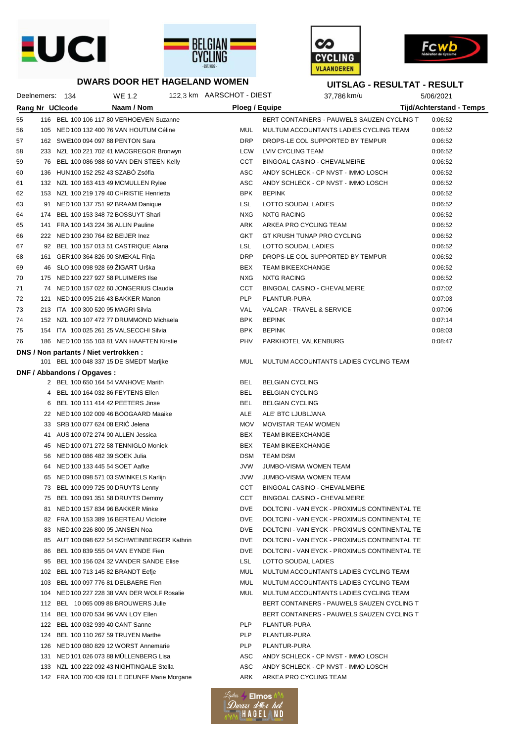**DWARS DOOR HET HAGELAND WOMEN**

**UITSLAG - RESULTAT - RESULT**

Deelnemers: 134 | WE 1.2 | 122,3 km AARSCHOT - DIEST | 37,786 km/u | 5/06/2021

| Rang | Nr | UCIcode | Naam / Nom | Ploeg / Equipe | | Tijd/Achterstand - Temps |
|---|---|---|---|---|---|---|
| 55 | 116 | BEL 100 106 117 80 | VERHOEVEN Suzanne | | BERT CONTAINERS - PAUWELS SAUZEN CYCLING T | 0:06:52 |
| 56 | 105 | NED 100 132 400 76 | VAN HOUTUM Céline | MUL | MULTUM ACCOUNTANTS LADIES CYCLING TEAM | 0:06:52 |
| 57 | 162 | SWE 100 094 097 88 | PENTON Sara | DRP | DROPS-LE COL SUPPORTED BY TEMPUR | 0:06:52 |
| 58 | 233 | NZL 100 221 702 41 | MACGREGOR Bronwyn | LCW | LVIV CYCLING TEAM | 0:06:52 |
| 59 | 76 | BEL 100 086 988 60 | VAN DEN STEEN Kelly | CCT | BINGOAL CASINO - CHEVALMEIRE | 0:06:52 |
| 60 | 136 | HUN 100 152 252 43 | SZABÓ Zsófia | ASC | ANDY SCHLECK - CP NVST - IMMO LOSCH | 0:06:52 |
| 61 | 132 | NZL 100 163 413 49 | MCMULLEN Rylee | ASC | ANDY SCHLECK - CP NVST - IMMO LOSCH | 0:06:52 |
| 62 | 153 | NZL 100 219 179 40 | CHRISTIE Henrietta | BPK | BEPINK | 0:06:52 |
| 63 | 91 | NED 100 137 751 92 | BRAAM Danique | LSL | LOTTO SOUDAL LADIES | 0:06:52 |
| 64 | 174 | BEL 100 153 348 72 | BOSSUYT Shari | NXG | NXTG RACING | 0:06:52 |
| 65 | 141 | FRA 100 143 224 36 | ALLIN Pauline | ARK | ARKEA PRO CYCLING TEAM | 0:06:52 |
| 66 | 222 | NED 100 230 764 82 | BEIJER Inez | GKT | GT KRUSH TUNAP PRO CYCLING | 0:06:52 |
| 67 | 92 | BEL 100 157 013 51 | CASTRIQUE Alana | LSL | LOTTO SOUDAL LADIES | 0:06:52 |
| 68 | 161 | GER 100 364 826 90 | SMEKAL Finja | DRP | DROPS-LE COL SUPPORTED BY TEMPUR | 0:06:52 |
| 69 | 46 | SLO 100 098 928 69 | ŽIGART Urška | BEX | TEAM BIKEEXCHANGE | 0:06:52 |
| 70 | 175 | NED 100 227 927 58 | PLUIMERS Ilse | NXG | NXTG RACING | 0:06:52 |
| 71 | 74 | NED 100 157 022 60 | JONGERIUS Claudia | CCT | BINGOAL CASINO - CHEVALMEIRE | 0:07:02 |
| 72 | 121 | NED 100 095 216 43 | BAKKER Manon | PLP | PLANTUR-PURA | 0:07:03 |
| 73 | 213 | ITA 100 300 520 95 | MAGRI Silvia | VAL | VALCAR - TRAVEL & SERVICE | 0:07:06 |
| 74 | 152 | NZL 100 107 472 77 | DRUMMOND Michaela | BPK | BEPINK | 0:07:14 |
| 75 | 154 | ITA 100 025 261 25 | VALSECCHI Silvia | BPK | BEPINK | 0:08:03 |
| 76 | 186 | NED 100 155 103 81 | VAN HAAFTEN Kirstie | PHV | PARKHOTEL VALKENBURG | 0:08:47 |

**DNS / Non partants / Niet vertrokken :**

| Nr | UCIcode | Naam / Nom | Ploeg / Equipe | |
|---|---|---|---|---|
| 101 | BEL 100 048 337 15 | DE SMEDT Marijke | MUL | MULTUM ACCOUNTANTS LADIES CYCLING TEAM |

**DNF / Abbandons / Opgaves :**

| Nr | UCIcode | Naam / Nom | Ploeg / Equipe | |
|---|---|---|---|---|
| 2 | BEL 100 650 164 54 | VANHOVE Marith | BEL | BELGIAN CYCLING |
| 4 | BEL 100 164 032 86 | FEYTENS Ellen | BEL | BELGIAN CYCLING |
| 6 | BEL 100 111 414 42 | PEETERS Jinse | BEL | BELGIAN CYCLING |
| 22 | NED 100 102 009 46 | BOOGAARD Maaike | ALE | ALE' BTC LJUBLJANA |
| 33 | SRB 100 077 624 08 | ERIĆ Jelena | MOV | MOVISTAR TEAM WOMEN |
| 41 | AUS 100 072 274 90 | ALLEN Jessica | BEX | TEAM BIKEEXCHANGE |
| 45 | NED 100 071 272 58 | TENNIGLO Moniek | BEX | TEAM BIKEEXCHANGE |
| 56 | NED 100 086 482 39 | SOEK Julia | DSM | TEAM DSM |
| 64 | NED 100 133 445 54 | SOET Aafke | JVW | JUMBO-VISMA WOMEN TEAM |
| 65 | NED 100 098 571 03 | SWINKELS Karlijn | JVW | JUMBO-VISMA WOMEN TEAM |
| 73 | BEL 100 099 725 90 | DRUYTS Lenny | CCT | BINGOAL CASINO - CHEVALMEIRE |
| 75 | BEL 100 091 351 58 | DRUYTS Demmy | CCT | BINGOAL CASINO - CHEVALMEIRE |
| 81 | NED 100 157 834 96 | BAKKER Minke | DVE | DOLTCINI - VAN EYCK - PROXIMUS CONTINENTAL TE |
| 82 | FRA 100 153 389 16 | BERTEAU Victoire | DVE | DOLTCINI - VAN EYCK - PROXIMUS CONTINENTAL TE |
| 83 | NED 100 226 800 95 | JANSEN Noa | DVE | DOLTCINI - VAN EYCK - PROXIMUS CONTINENTAL TE |
| 85 | AUT 100 098 622 54 | SCHWEINBERGER Kathrin | DVE | DOLTCINI - VAN EYCK - PROXIMUS CONTINENTAL TE |
| 86 | BEL 100 839 555 04 | VAN EYNDE Fien | DVE | DOLTCINI - VAN EYCK - PROXIMUS CONTINENTAL TE |
| 95 | BEL 100 156 024 32 | VANDER SANDE Elise | LSL | LOTTO SOUDAL LADIES |
| 102 | BEL 100 713 145 82 | BRANDT Eefje | MUL | MULTUM ACCOUNTANTS LADIES CYCLING TEAM |
| 103 | BEL 100 097 776 81 | DELBAERE Fien | MUL | MULTUM ACCOUNTANTS LADIES CYCLING TEAM |
| 104 | NED 100 227 228 38 | VAN DER WOLF Rosalie | MUL | MULTUM ACCOUNTANTS LADIES CYCLING TEAM |
| 112 | BEL 10 065 009 88 | BROUWERS Julie | | BERT CONTAINERS - PAUWELS SAUZEN CYCLING T |
| 114 | BEL 100 070 534 96 | VAN LOY Ellen | | BERT CONTAINERS - PAUWELS SAUZEN CYCLING T |
| 122 | BEL 100 032 939 40 | CANT Sanne | PLP | PLANTUR-PURA |
| 124 | BEL 100 110 267 59 | TRUYEN Marthe | PLP | PLANTUR-PURA |
| 126 | NED 100 080 829 12 | WORST Annemarie | PLP | PLANTUR-PURA |
| 131 | NED 101 026 073 88 | MÜLLENBERG Lisa | ASC | ANDY SCHLECK - CP NVST - IMMO LOSCH |
| 133 | NZL 100 222 092 43 | NIGHTINGALE Stella | ASC | ANDY SCHLECK - CP NVST - IMMO LOSCH |
| 142 | FRA 100 700 439 83 | LE DEUNFF Marie Morgane | ARK | ARKEA PRO CYCLING TEAM |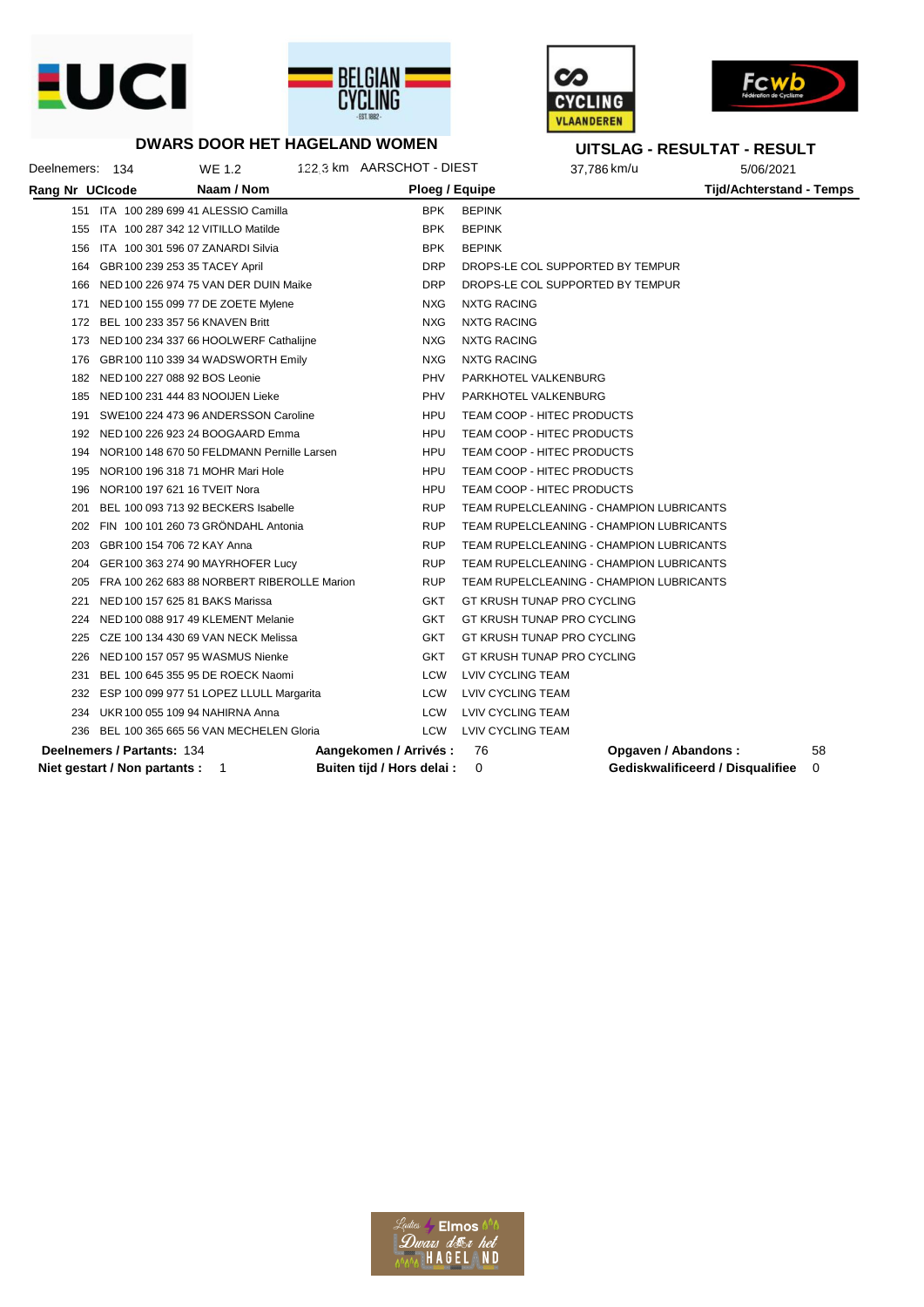## DWARS DOOR HET HAGELAND WOMEN

## UITSLAG - RESULTAT - RESULT

Deelnemers: 134 WE 1.2 122,3 km AARSCHOT - DIEST 37,786 km/u 5/06/2021

| Rang | Nr | UCIcode | Naam / Nom | Ploeg / Equipe | | Tijd/Achterstand - Temps |
|---|---|---|---|---|---|---|
| | 151 | ITA 100 289 699 41 | ALESSIO Camilla | BPK | BEPINK | |
| | 155 | ITA 100 287 342 12 | VITILLO Matilde | BPK | BEPINK | |
| | 156 | ITA 100 301 596 07 | ZANARDI Silvia | BPK | BEPINK | |
| | 164 | GBR 100 239 253 35 | TACEY April | DRP | DROPS-LE COL SUPPORTED BY TEMPUR | |
| | 166 | NED 100 226 974 75 | VAN DER DUIN Maike | DRP | DROPS-LE COL SUPPORTED BY TEMPUR | |
| | 171 | NED 100 155 099 77 | DE ZOETE Mylene | NXG | NXTG RACING | |
| | 172 | BEL 100 233 357 56 | KNAVEN Britt | NXG | NXTG RACING | |
| | 173 | NED 100 234 337 66 | HOOLWERF Cathalijne | NXG | NXTG RACING | |
| | 176 | GBR 100 110 339 34 | WADSWORTH Emily | NXG | NXTG RACING | |
| | 182 | NED 100 227 088 92 | BOS Leonie | PHV | PARKHOTEL VALKENBURG | |
| | 185 | NED 100 231 444 83 | NOOIJEN Lieke | PHV | PARKHOTEL VALKENBURG | |
| | 191 | SWE 100 224 473 96 | ANDERSSON Caroline | HPU | TEAM COOP - HITEC PRODUCTS | |
| | 192 | NED 100 226 923 24 | BOOGAARD Emma | HPU | TEAM COOP - HITEC PRODUCTS | |
| | 194 | NOR 100 148 670 50 | FELDMANN Pernille Larsen | HPU | TEAM COOP - HITEC PRODUCTS | |
| | 195 | NOR 100 196 318 71 | MOHR Mari Hole | HPU | TEAM COOP - HITEC PRODUCTS | |
| | 196 | NOR 100 197 621 16 | TVEIT Nora | HPU | TEAM COOP - HITEC PRODUCTS | |
| | 201 | BEL 100 093 713 92 | BECKERS Isabelle | RUP | TEAM RUPELCLEANING - CHAMPION LUBRICANTS | |
| | 202 | FIN 100 101 260 73 | GRÖNDAHL Antonia | RUP | TEAM RUPELCLEANING - CHAMPION LUBRICANTS | |
| | 203 | GBR 100 154 706 72 | KAY Anna | RUP | TEAM RUPELCLEANING - CHAMPION LUBRICANTS | |
| | 204 | GER 100 363 274 90 | MAYRHOFER Lucy | RUP | TEAM RUPELCLEANING - CHAMPION LUBRICANTS | |
| | 205 | FRA 100 262 683 88 | NORBERT RIBEROLLE Marion | RUP | TEAM RUPELCLEANING - CHAMPION LUBRICANTS | |
| | 221 | NED 100 157 625 81 | BAKS Marissa | GKT | GT KRUSH TUNAP PRO CYCLING | |
| | 224 | NED 100 088 917 49 | KLEMENT Melanie | GKT | GT KRUSH TUNAP PRO CYCLING | |
| | 225 | CZE 100 134 430 69 | VAN NECK Melissa | GKT | GT KRUSH TUNAP PRO CYCLING | |
| | 226 | NED 100 157 057 95 | WASMUS Nienke | GKT | GT KRUSH TUNAP PRO CYCLING | |
| | 231 | BEL 100 645 355 95 | DE ROECK Naomi | LCW | LVIV CYCLING TEAM | |
| | 232 | ESP 100 099 977 51 | LOPEZ LLULL Margarita | LCW | LVIV CYCLING TEAM | |
| | 234 | UKR 100 055 109 94 | NAHIRNA Anna | LCW | LVIV CYCLING TEAM | |
| | 236 | BEL 100 365 665 56 | VAN MECHELEN Gloria | LCW | LVIV CYCLING TEAM | |

**Deelnemers / Partants:** 134 **Aangekomen / Arrivés :** 76 **Opgaven / Abandons :** 58

**Niet gestart / Non partants :** 1 **Buiten tijd / Hors delai :** 0 **Gediskwalificeerd / Disqualifiee** 0